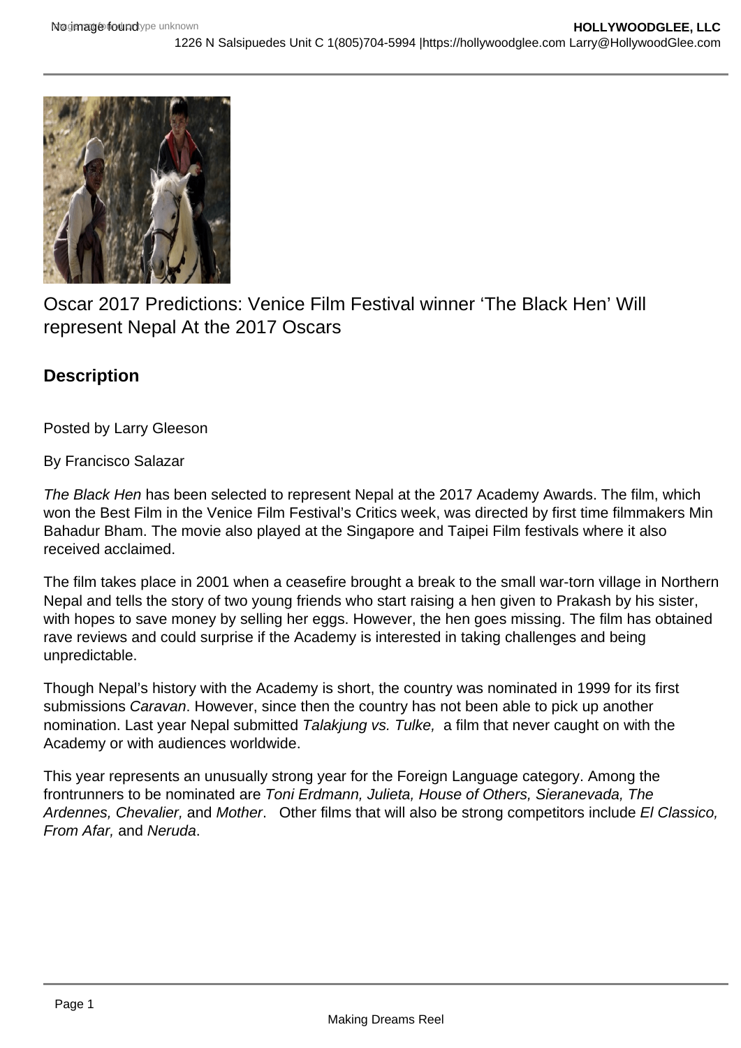# Oscar 2017 Predictions: Venice Film Festival winner 'The Black Hen' Will represent Nepal At the 2017 Oscars

## Description

Posted by Larry Gleeson

By Francisco Salazar

*The Black Hen* has been selected to represent Nepal at the 2017 Academy Awards. The film, which won the Best Film in the Venice Film Festival's Critics week, was directed by first time filmmakers Min Bahadur Bham. The movie also played at the Singapore and Taipei Film festivals where it also received acclaimed.

The film takes place in 2001 when a ceasefire brought a break to the small war-torn village in Northern Nepal and tells the story of two young friends who start raising a hen given to Prakash by his sister, with hopes to save money by selling her eggs. However, the hen goes missing. The film has obtained rave reviews and could surprise if the Academy is interested in taking challenges and being unpredictable.

Though Nepal's history with the Academy is short, the country was nominated in 1999 for its first submissions *Caravan*. However, since then the country has not been able to pick up another nomination. Last year Nepal submitted *Talakjung vs. Tulke,* a film that never caught on with the Academy or with audiences worldwide.

This year represents an unusually strong year for the Foreign Language category. Among the frontrunners to be nominated are *Toni Erdmann, Julieta, House of Others, Sieranevada, The Ardennes, Chevalier,* and *Mother*. Other films that will also be strong competitors include *El Classico, From Afar,* and *Neruda*.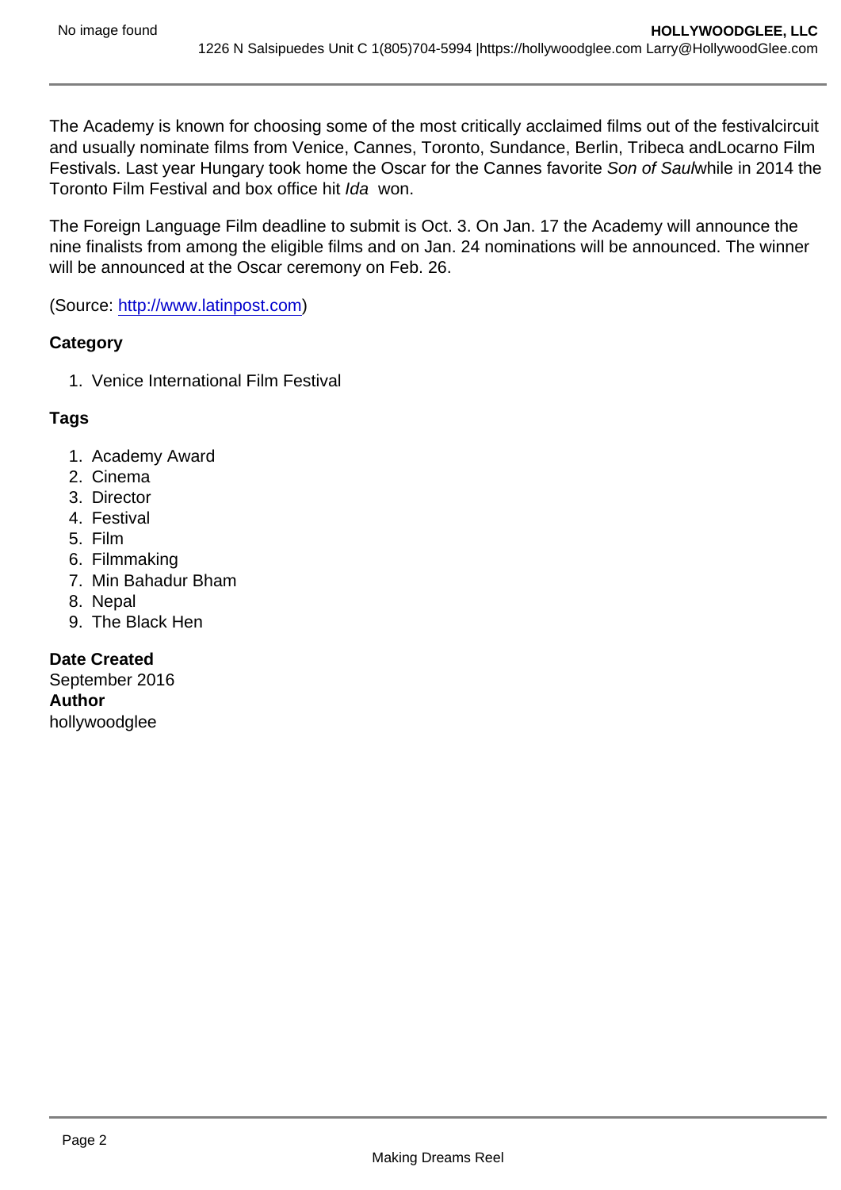The Academy is known for choosing some of the most critically acclaimed films out of the festivalcircuit and usually nominate films from Venice, Cannes, Toronto, Sundance, Berlin, Tribeca andLocarno Film Festivals. Last year Hungary took home the Oscar for the Cannes favorite *Son of Saul*while in 2014 the Toronto Film Festival and box office hit *Ida* won.

The Foreign Language Film deadline to submit is Oct. 3. On Jan. 17 the Academy will announce the nine finalists from among the eligible films and on Jan. 24 nominations will be announced. The winner will be announced at the Oscar ceremony on Feb. 26.

(Source: http://www.latinpost.com)

**Category**

1. Venice International Film Festival

**Tags**

1. Academy Award
2. Cinema
3. Director
4. Festival
5. Film
6. Filmmaking
7. Min Bahadur Bham
8. Nepal
9. The Black Hen

**Date Created**
September 2016
**Author**
hollywoodglee